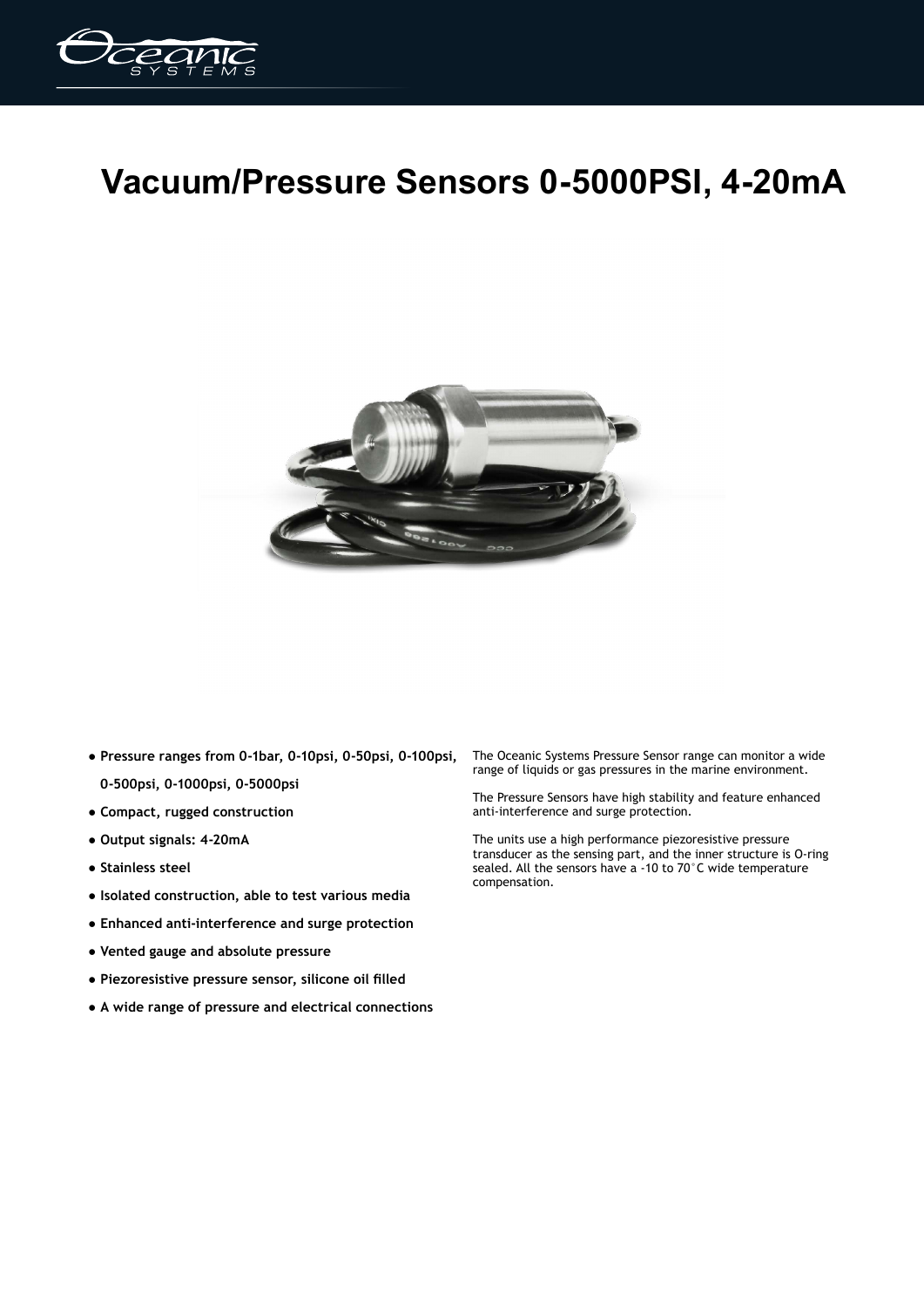# Vacuum/Pressure Sensors 0-5000PSI, 4-20mA

- **Pressure ranges from 0-1bar, 0-10psi, 0-50psi, 0-100psi, 0-500psi, 0-1000psi, 0-5000psi**
- **Compact, rugged construction**
- **Output signals: 4-20mA**
- **Stainless steel**
- **Isolated construction, able to test various media**
- **Enhanced anti-interference and surge protection**
- **Vented gauge and absolute pressure**
- **Piezoresistive pressure sensor, silicone oil filled**
- **A wide range of pressure and electrical connections**

The Oceanic Systems Pressure Sensor range can monitor a wide range of liquids or gas pressures in the marine environment.

The Pressure Sensors have high stability and feature enhanced anti-interference and surge protection.

The units use a high performance piezoresistive pressure transducer as the sensing part, and the inner structure is O-ring sealed. All the sensors have a -10 to 70°C wide temperature compensation.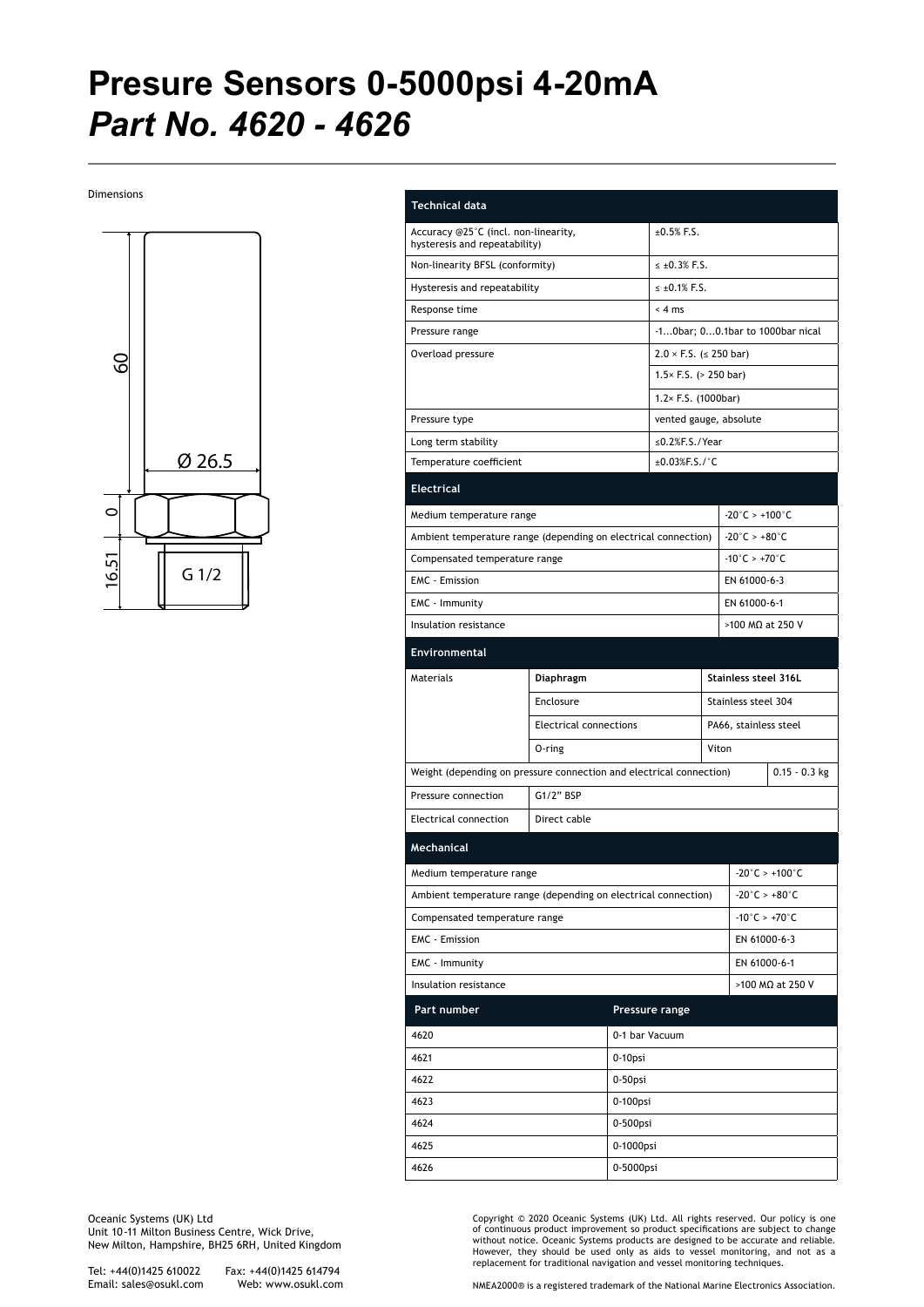# Presure Sensors 0-5000psi 4-20mA
# *Part No. 4620 - 4626*

Dimensions

60

Ø 26.5

0

16.51

G 1/2

| Technical data | |
|---|---|
| Accuracy @25°C (incl. non-linearity, hysteresis and repeatability) | ±0.5% F.S. |
| Non-linearity BFSL (conformity) | ≤ ±0.3% F.S. |
| Hysteresis and repeatability | ≤ ±0.1% F.S. |
| Response time | < 4 ms |
| Pressure range | -1...0bar; 0...0.1bar to 1000bar nical |
| Overload pressure | 2.0 × F.S. (≤ 250 bar) |
| | 1.5× F.S. (> 250 bar) |
| | 1.2× F.S. (1000bar) |
| Pressure type | vented gauge, absolute |
| Long term stability | ≤0.2%F.S./Year |
| Temperature coefficient | ±0.03%F.S./°C |

| Electrical | |
|---|---|
| Medium temperature range | -20°C > +100°C |
| Ambient temperature range (depending on electrical connection) | -20°C > +80°C |
| Compensated temperature range | -10°C > +70°C |
| EMC - Emission | EN 61000-6-3 |
| EMC - Immunity | EN 61000-6-1 |
| Insulation resistance | >100 MΩ at 250 V |

| Environmental | | |
|---|---|---|
| Materials | **Diaphragm** | **Stainless steel 316L** |
| | Enclosure | Stainless steel 304 |
| | Electrical connections | PA66, stainless steel |
| | O-ring | Viton |
| Weight (depending on pressure connection and electrical connection) | | 0.15 - 0.3 kg |
| Pressure connection | G1/2" BSP | |
| Electrical connection | Direct cable | |

| Mechanical | |
|---|---|
| Medium temperature range | -20°C > +100°C |
| Ambient temperature range (depending on electrical connection) | -20°C > +80°C |
| Compensated temperature range | -10°C > +70°C |
| EMC - Emission | EN 61000-6-3 |
| EMC - Immunity | EN 61000-6-1 |
| Insulation resistance | >100 MΩ at 250 V |

| Part number | Pressure range |
|---|---|
| 4620 | 0-1 bar Vacuum |
| 4621 | 0-10psi |
| 4622 | 0-50psi |
| 4623 | 0-100psi |
| 4624 | 0-500psi |
| 4625 | 0-1000psi |
| 4626 | 0-5000psi |

Oceanic Systems (UK) Ltd
Unit 10-11 Milton Business Centre, Wick Drive,
New Milton, Hampshire, BH25 6RH, United Kingdom

Tel: +44(0)1425 610022 Fax: +44(0)1425 614794
Email: sales@osukl.com Web: www.osukl.com

Copyright © 2020 Oceanic Systems (UK) Ltd. All rights reserved. Our policy is one of continuous product improvement so product specifications are subject to change without notice. Oceanic Systems products are designed to be accurate and reliable. However, they should be used only as aids to vessel monitoring, and not as a replacement for traditional navigation and vessel monitoring techniques.

NMEA2000® is a registered trademark of the National Marine Electronics Association.